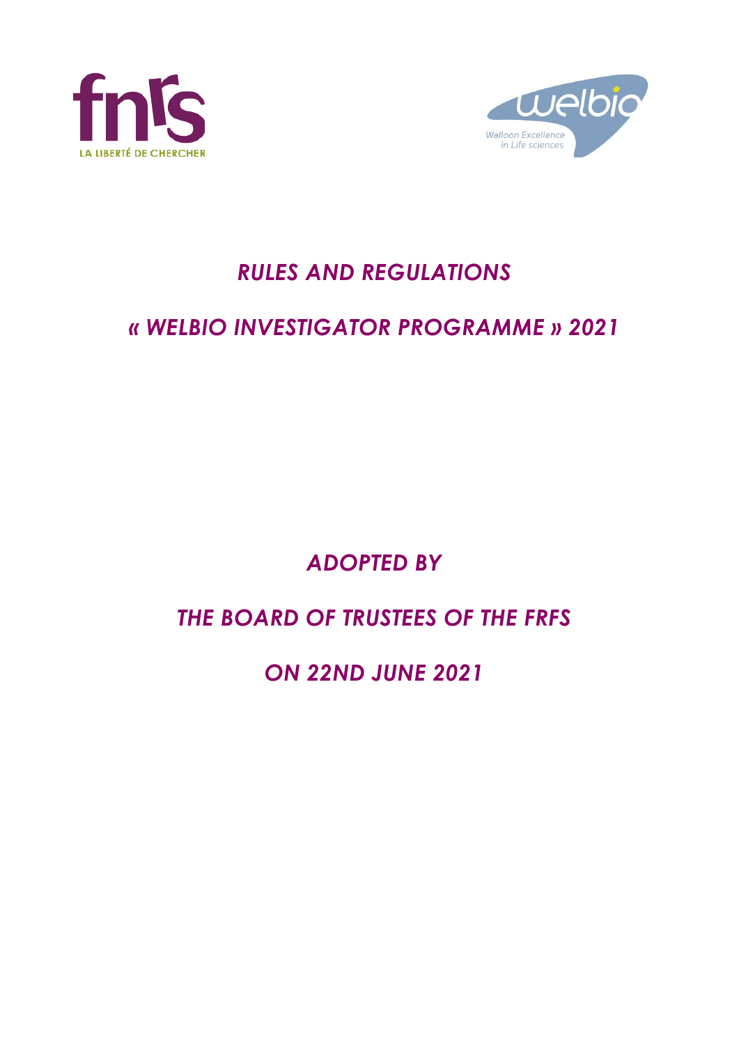# *RULES AND REGULATIONS*

# *« WELBIO INVESTIGATOR PROGRAMME » 2021*

## *ADOPTED BY*

## *THE BOARD OF TRUSTEES OF THE FRFS*

## *ON 22ND JUNE 2021*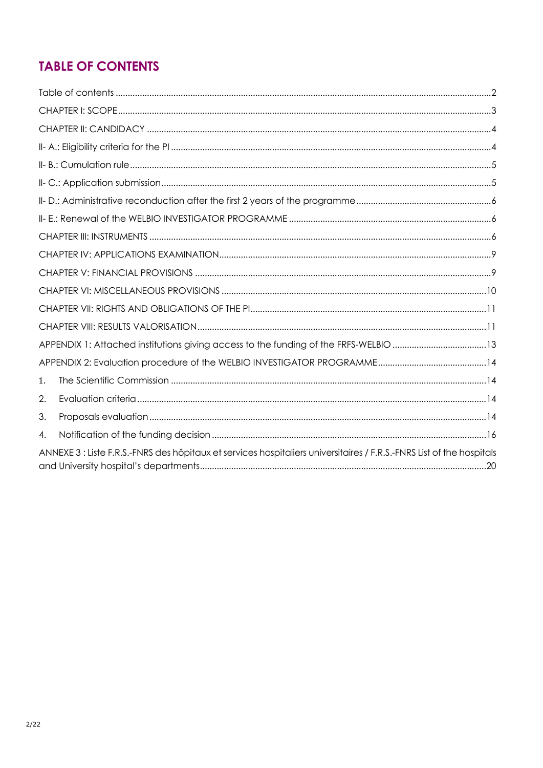## TABLE OF CONTENTS

Table of contents ....................................................................................................................................2
CHAPTER I: SCOPE ..................................................................................................................................3
CHAPTER II: CANDIDACY .......................................................................................................................4
II- A.: Eligibility criteria for the PI ..............................................................................................................4
II- B.: Cumulation rule ...............................................................................................................................5
II- C.: Application submission ...................................................................................................................5
II- D.: Administrative reconduction after the first 2 years of the programme ......................................6
II- E.: Renewal of the WELBIO INVESTIGATOR PROGRAMME ....................................................................6
CHAPTER III: INSTRUMENTS ....................................................................................................................6
CHAPTER IV: APPLICATIONS EXAMINATION ........................................................................................9
CHAPTER V: FINANCIAL PROVISIONS ...................................................................................................9
CHAPTER VI: MISCELLANEOUS PROVISIONS .....................................................................................10
CHAPTER VII: RIGHTS AND OBLIGATIONS OF THE PI ........................................................................11
CHAPTER VIII: RESULTS VALORISATION ...............................................................................................11
APPENDIX 1: Attached institutions giving access to the funding of the FRFS-WELBIO ......................13
APPENDIX 2: Evaluation procedure of the WELBIO INVESTIGATOR PROGRAMME .............................14
1. The Scientific Commission ...................................................................................................................14
2. Evaluation criteria ................................................................................................................................14
3. Proposals evaluation ...........................................................................................................................14
4. Notification of the funding decision ..................................................................................................16
ANNEXE 3 : Liste F.R.S.-FNRS des hôpitaux et services hospitaliers universitaires / F.R.S.-FNRS List of the hospitals and University hospital's departments ..........................................................................................20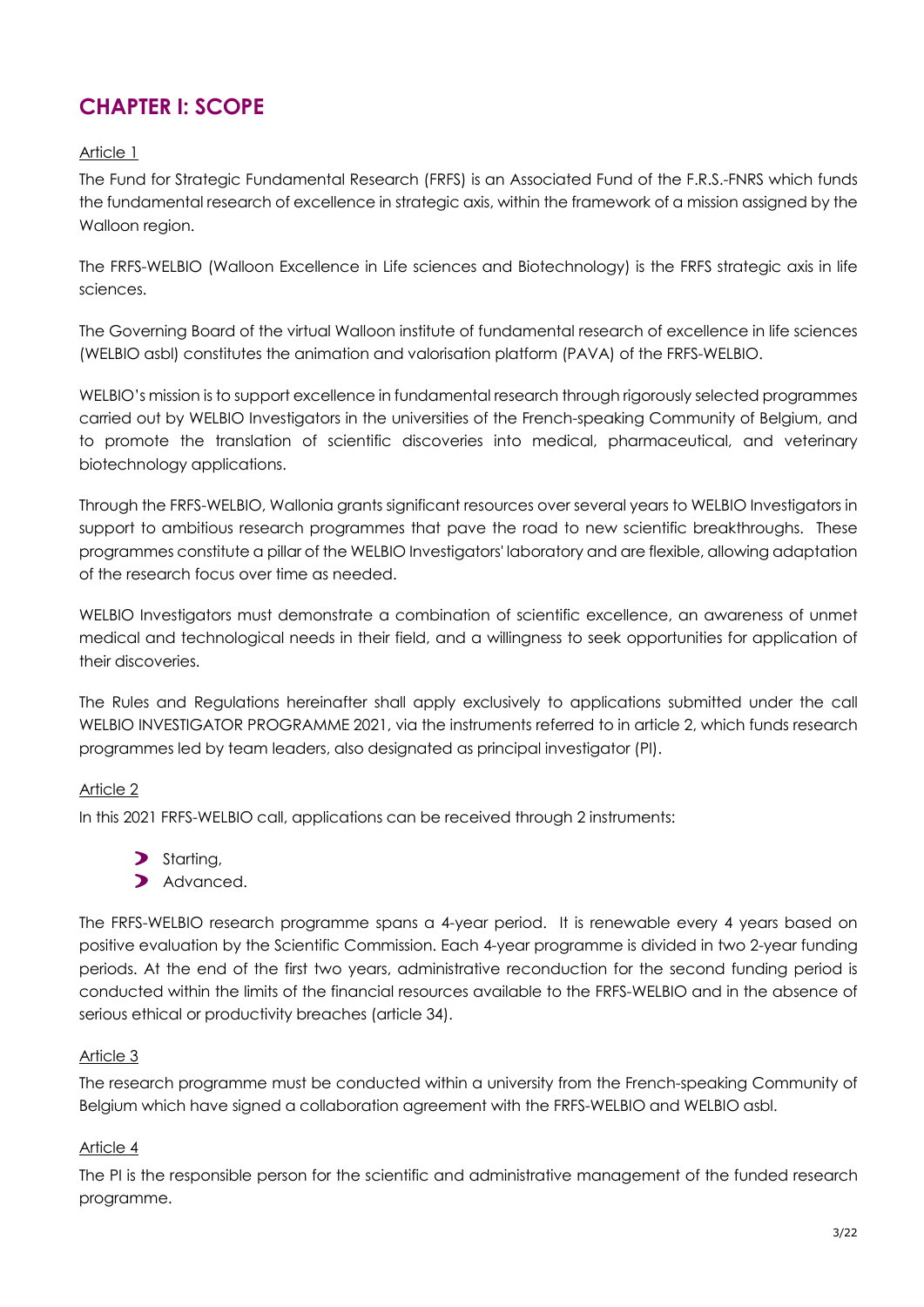# CHAPTER I: SCOPE

Article 1

The Fund for Strategic Fundamental Research (FRFS) is an Associated Fund of the F.R.S.-FNRS which funds the fundamental research of excellence in strategic axis, within the framework of a mission assigned by the Walloon region.

The FRFS-WELBIO (Walloon Excellence in Life sciences and Biotechnology) is the FRFS strategic axis in life sciences.

The Governing Board of the virtual Walloon institute of fundamental research of excellence in life sciences (WELBIO asbl) constitutes the animation and valorisation platform (PAVA) of the FRFS-WELBIO.

WELBIO's mission is to support excellence in fundamental research through rigorously selected programmes carried out by WELBIO Investigators in the universities of the French-speaking Community of Belgium, and to promote the translation of scientific discoveries into medical, pharmaceutical, and veterinary biotechnology applications.

Through the FRFS-WELBIO, Wallonia grants significant resources over several years to WELBIO Investigators in support to ambitious research programmes that pave the road to new scientific breakthroughs. These programmes constitute a pillar of the WELBIO Investigators' laboratory and are flexible, allowing adaptation of the research focus over time as needed.

WELBIO Investigators must demonstrate a combination of scientific excellence, an awareness of unmet medical and technological needs in their field, and a willingness to seek opportunities for application of their discoveries.

The Rules and Regulations hereinafter shall apply exclusively to applications submitted under the call WELBIO INVESTIGATOR PROGRAMME 2021, via the instruments referred to in article 2, which funds research programmes led by team leaders, also designated as principal investigator (PI).

Article 2

In this 2021 FRFS-WELBIO call, applications can be received through 2 instruments:

- Starting,
- Advanced.

The FRFS-WELBIO research programme spans a 4-year period. It is renewable every 4 years based on positive evaluation by the Scientific Commission. Each 4-year programme is divided in two 2-year funding periods. At the end of the first two years, administrative reconduction for the second funding period is conducted within the limits of the financial resources available to the FRFS-WELBIO and in the absence of serious ethical or productivity breaches (article 34).

Article 3

The research programme must be conducted within a university from the French-speaking Community of Belgium which have signed a collaboration agreement with the FRFS-WELBIO and WELBIO asbl.

Article 4

The PI is the responsible person for the scientific and administrative management of the funded research programme.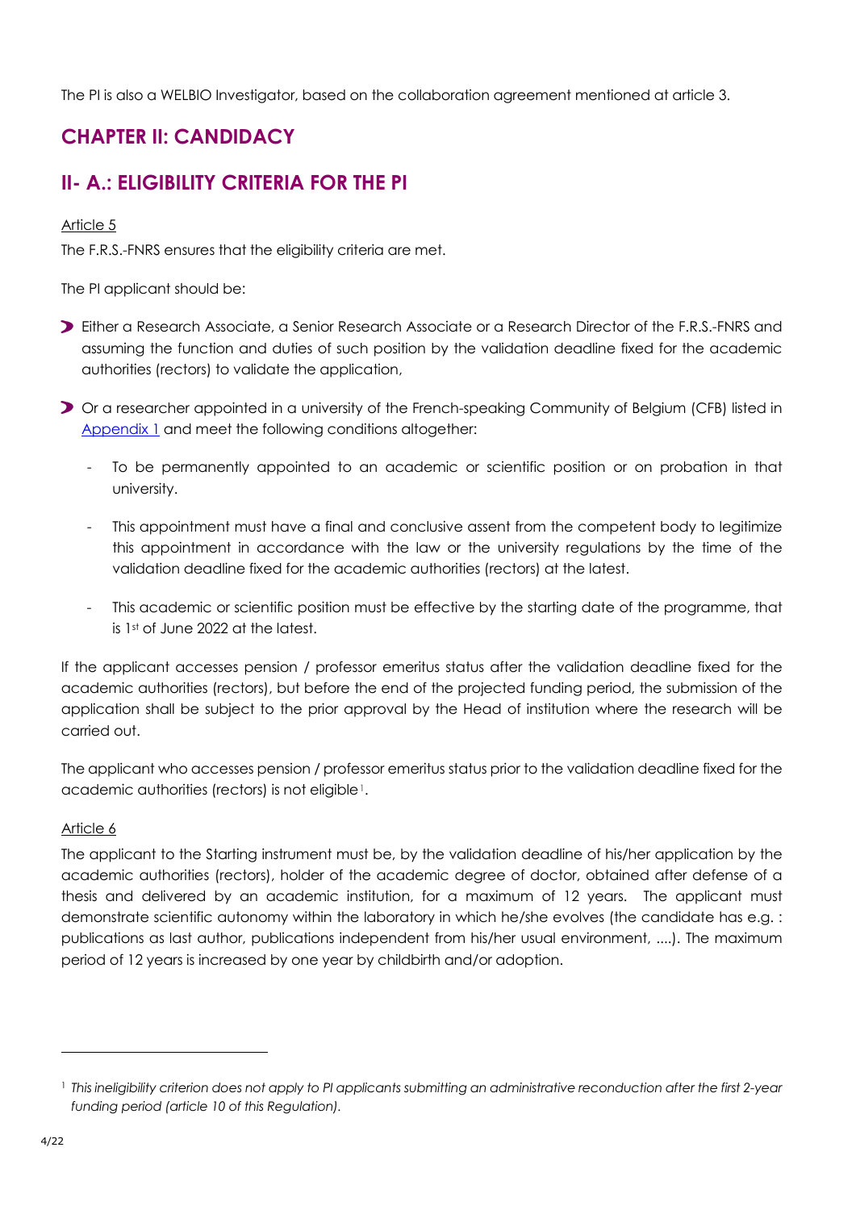The PI is also a WELBIO Investigator, based on the collaboration agreement mentioned at article 3.

# CHAPTER II: CANDIDACY

## II- A.: ELIGIBILITY CRITERIA FOR THE PI

Article 5

The F.R.S.-FNRS ensures that the eligibility criteria are met.

The PI applicant should be:

- Either a Research Associate, a Senior Research Associate or a Research Director of the F.R.S.-FNRS and assuming the function and duties of such position by the validation deadline fixed for the academic authorities (rectors) to validate the application,
- Or a researcher appointed in a university of the French-speaking Community of Belgium (CFB) listed in Appendix 1 and meet the following conditions altogether:
  - To be permanently appointed to an academic or scientific position or on probation in that university.
  - This appointment must have a final and conclusive assent from the competent body to legitimize this appointment in accordance with the law or the university regulations by the time of the validation deadline fixed for the academic authorities (rectors) at the latest.
  - This academic or scientific position must be effective by the starting date of the programme, that is 1st of June 2022 at the latest.

If the applicant accesses pension / professor emeritus status after the validation deadline fixed for the academic authorities (rectors), but before the end of the projected funding period, the submission of the application shall be subject to the prior approval by the Head of institution where the research will be carried out.

The applicant who accesses pension / professor emeritus status prior to the validation deadline fixed for the academic authorities (rectors) is not eligible[1].

Article 6

The applicant to the Starting instrument must be, by the validation deadline of his/her application by the academic authorities (rectors), holder of the academic degree of doctor, obtained after defense of a thesis and delivered by an academic institution, for a maximum of 12 years. The applicant must demonstrate scientific autonomy within the laboratory in which he/she evolves (the candidate has e.g. : publications as last author, publications independent from his/her usual environment, ....). The maximum period of 12 years is increased by one year by childbirth and/or adoption.

---

[1] *This ineligibility criterion does not apply to PI applicants submitting an administrative reconduction after the first 2-year funding period (article 10 of this Regulation).*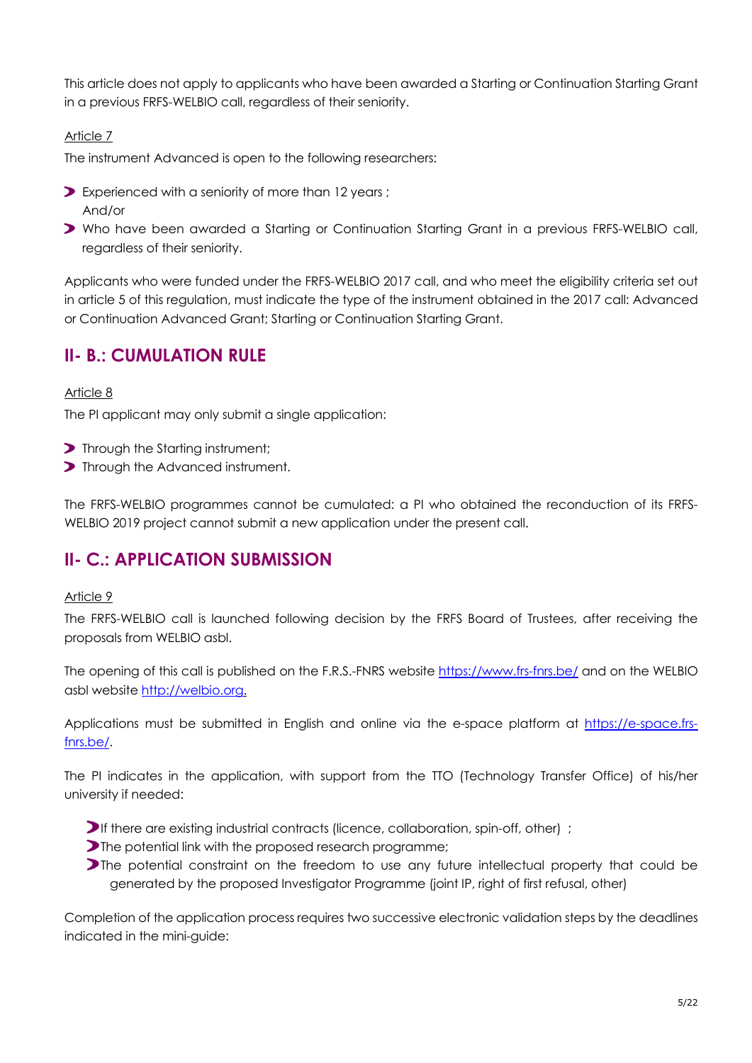This article does not apply to applicants who have been awarded a Starting or Continuation Starting Grant in a previous FRFS-WELBIO call, regardless of their seniority.

Article 7

The instrument Advanced is open to the following researchers:

- Experienced with a seniority of more than 12 years ;
  And/or
- Who have been awarded a Starting or Continuation Starting Grant in a previous FRFS-WELBIO call, regardless of their seniority.

Applicants who were funded under the FRFS-WELBIO 2017 call, and who meet the eligibility criteria set out in article 5 of this regulation, must indicate the type of the instrument obtained in the 2017 call: Advanced or Continuation Advanced Grant; Starting or Continuation Starting Grant.

## II- B.: CUMULATION RULE

Article 8

The PI applicant may only submit a single application:

- Through the Starting instrument;
- Through the Advanced instrument.

The FRFS-WELBIO programmes cannot be cumulated: a PI who obtained the reconduction of its FRFS-WELBIO 2019 project cannot submit a new application under the present call.

## II- C.: APPLICATION SUBMISSION

Article 9

The FRFS-WELBIO call is launched following decision by the FRFS Board of Trustees, after receiving the proposals from WELBIO asbl.

The opening of this call is published on the F.R.S.-FNRS website https://www.frs-fnrs.be/ and on the WELBIO asbl website http://welbio.org.

Applications must be submitted in English and online via the e-space platform at https://e-space.frs-fnrs.be/.

The PI indicates in the application, with support from the TTO (Technology Transfer Office) of his/her university if needed:

- If there are existing industrial contracts (licence, collaboration, spin-off, other) ;
- The potential link with the proposed research programme;
- The potential constraint on the freedom to use any future intellectual property that could be generated by the proposed Investigator Programme (joint IP, right of first refusal, other)

Completion of the application process requires two successive electronic validation steps by the deadlines indicated in the mini-guide: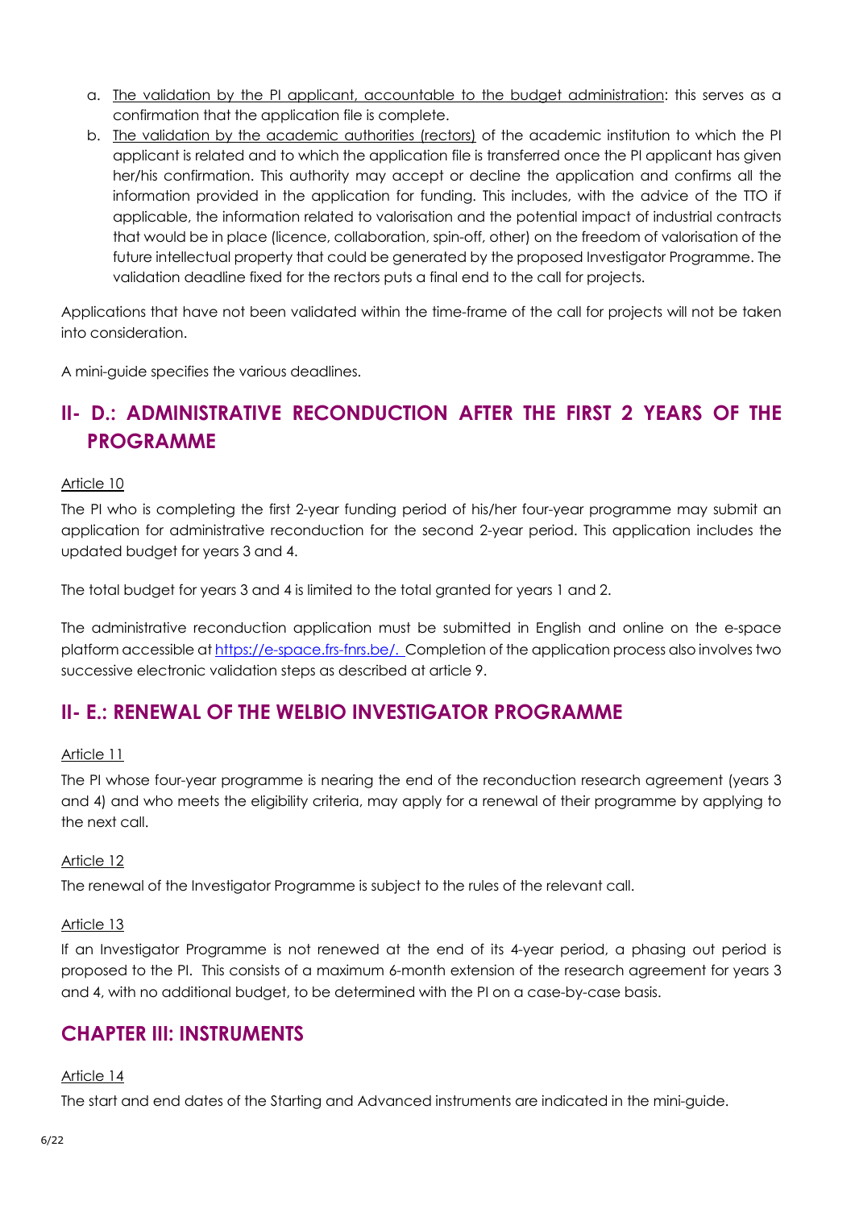a. <u>The validation by the PI applicant, accountable to the budget administration</u>: this serves as a confirmation that the application file is complete.
b. <u>The validation by the academic authorities (rectors)</u> of the academic institution to which the PI applicant is related and to which the application file is transferred once the PI applicant has given her/his confirmation. This authority may accept or decline the application and confirms all the information provided in the application for funding. This includes, with the advice of the TTO if applicable, the information related to valorisation and the potential impact of industrial contracts that would be in place (licence, collaboration, spin-off, other) on the freedom of valorisation of the future intellectual property that could be generated by the proposed Investigator Programme. The validation deadline fixed for the rectors puts a final end to the call for projects.

Applications that have not been validated within the time-frame of the call for projects will not be taken into consideration.

A mini-guide specifies the various deadlines.

## II- D.: ADMINISTRATIVE RECONDUCTION AFTER THE FIRST 2 YEARS OF THE PROGRAMME

<u>Article 10</u>

The PI who is completing the first 2-year funding period of his/her four-year programme may submit an application for administrative reconduction for the second 2-year period. This application includes the updated budget for years 3 and 4.

The total budget for years 3 and 4 is limited to the total granted for years 1 and 2.

The administrative reconduction application must be submitted in English and online on the e-space platform accessible at https://e-space.frs-fnrs.be/. Completion of the application process also involves two successive electronic validation steps as described at article 9.

## II- E.: RENEWAL OF THE WELBIO INVESTIGATOR PROGRAMME

<u>Article 11</u>

The PI whose four-year programme is nearing the end of the reconduction research agreement (years 3 and 4) and who meets the eligibility criteria, may apply for a renewal of their programme by applying to the next call.

<u>Article 12</u>

The renewal of the Investigator Programme is subject to the rules of the relevant call.

<u>Article 13</u>

If an Investigator Programme is not renewed at the end of its 4-year period, a phasing out period is proposed to the PI. This consists of a maximum 6-month extension of the research agreement for years 3 and 4, with no additional budget, to be determined with the PI on a case-by-case basis.

# CHAPTER III: INSTRUMENTS

<u>Article 14</u>

The start and end dates of the Starting and Advanced instruments are indicated in the mini-guide.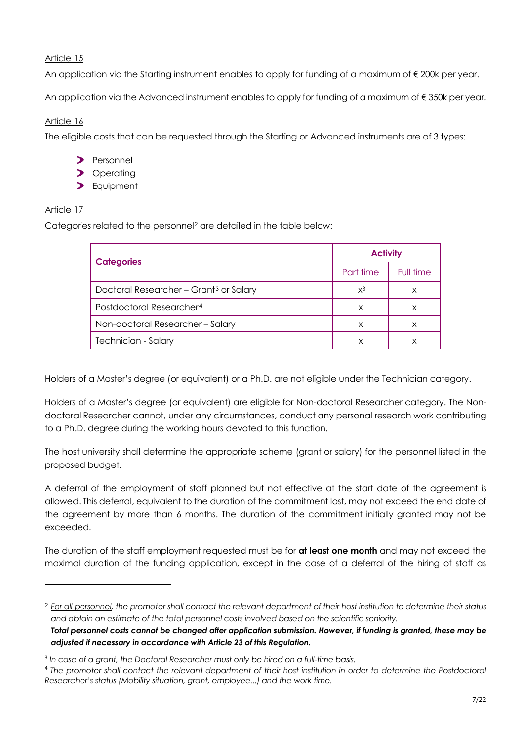Article 15

An application via the Starting instrument enables to apply for funding of a maximum of € 200k per year.

An application via the Advanced instrument enables to apply for funding of a maximum of € 350k per year.

Article 16

The eligible costs that can be requested through the Starting or Advanced instruments are of 3 types:

- Personnel
- Operating
- Equipment

Article 17

Categories related to the personnel[2] are detailed in the table below:

| Categories | Activity | |
|---|---|---|
| | Part time | Full time |
| Doctoral Researcher – Grant[3] or Salary | x[3] | x |
| Postdoctoral Researcher[4] | x | x |
| Non-doctoral Researcher – Salary | x | x |
| Technician - Salary | x | x |

Holders of a Master's degree (or equivalent) or a Ph.D. are not eligible under the Technician category.

Holders of a Master's degree (or equivalent) are eligible for Non-doctoral Researcher category. The Non-doctoral Researcher cannot, under any circumstances, conduct any personal research work contributing to a Ph.D. degree during the working hours devoted to this function.

The host university shall determine the appropriate scheme (grant or salary) for the personnel listed in the proposed budget.

A deferral of the employment of staff planned but not effective at the start date of the agreement is allowed. This deferral, equivalent to the duration of the commitment lost, may not exceed the end date of the agreement by more than 6 months. The duration of the commitment initially granted may not be exceeded.

The duration of the staff employment requested must be for **at least one month** and may not exceed the maximal duration of the funding application, except in the case of a deferral of the hiring of staff as

---

[2] *For all personnel, the promoter shall contact the relevant department of their host institution to determine their status and obtain an estimate of the total personnel costs involved based on the scientific seniority.*
***Total personnel costs cannot be changed after application submission. However, if funding is granted, these may be adjusted if necessary in accordance with Article 23 of this Regulation.***

[3] *In case of a grant, the Doctoral Researcher must only be hired on a full-time basis.*

[4] *The promoter shall contact the relevant department of their host institution in order to determine the Postdoctoral Researcher's status (Mobility situation, grant, employee...) and the work time.*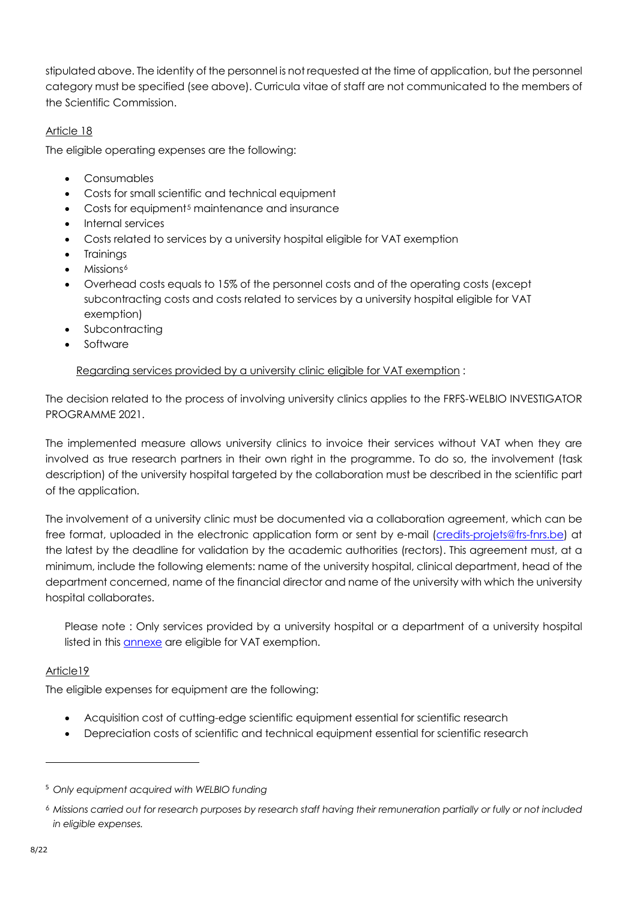stipulated above. The identity of the personnel is not requested at the time of application, but the personnel category must be specified (see above). Curricula vitae of staff are not communicated to the members of the Scientific Commission.

Article 18

The eligible operating expenses are the following:

- Consumables
- Costs for small scientific and technical equipment
- Costs for equipment[5] maintenance and insurance
- Internal services
- Costs related to services by a university hospital eligible for VAT exemption
- Trainings
- Missions[6]
- Overhead costs equals to 15% of the personnel costs and of the operating costs (except subcontracting costs and costs related to services by a university hospital eligible for VAT exemption)
- Subcontracting
- Software

Regarding services provided by a university clinic eligible for VAT exemption :

The decision related to the process of involving university clinics applies to the FRFS-WELBIO INVESTIGATOR PROGRAMME 2021.

The implemented measure allows university clinics to invoice their services without VAT when they are involved as true research partners in their own right in the programme. To do so, the involvement (task description) of the university hospital targeted by the collaboration must be described in the scientific part of the application.

The involvement of a university clinic must be documented via a collaboration agreement, which can be free format, uploaded in the electronic application form or sent by e-mail (credits-projets@frs-fnrs.be) at the latest by the deadline for validation by the academic authorities (rectors). This agreement must, at a minimum, include the following elements: name of the university hospital, clinical department, head of the department concerned, name of the financial director and name of the university with which the university hospital collaborates.

Please note : Only services provided by a university hospital or a department of a university hospital listed in this annexe are eligible for VAT exemption.

Article19

The eligible expenses for equipment are the following:

- Acquisition cost of cutting-edge scientific equipment essential for scientific research
- Depreciation costs of scientific and technical equipment essential for scientific research

[5] *Only equipment acquired with WELBIO funding*

[6] *Missions carried out for research purposes by research staff having their remuneration partially or fully or not included in eligible expenses.*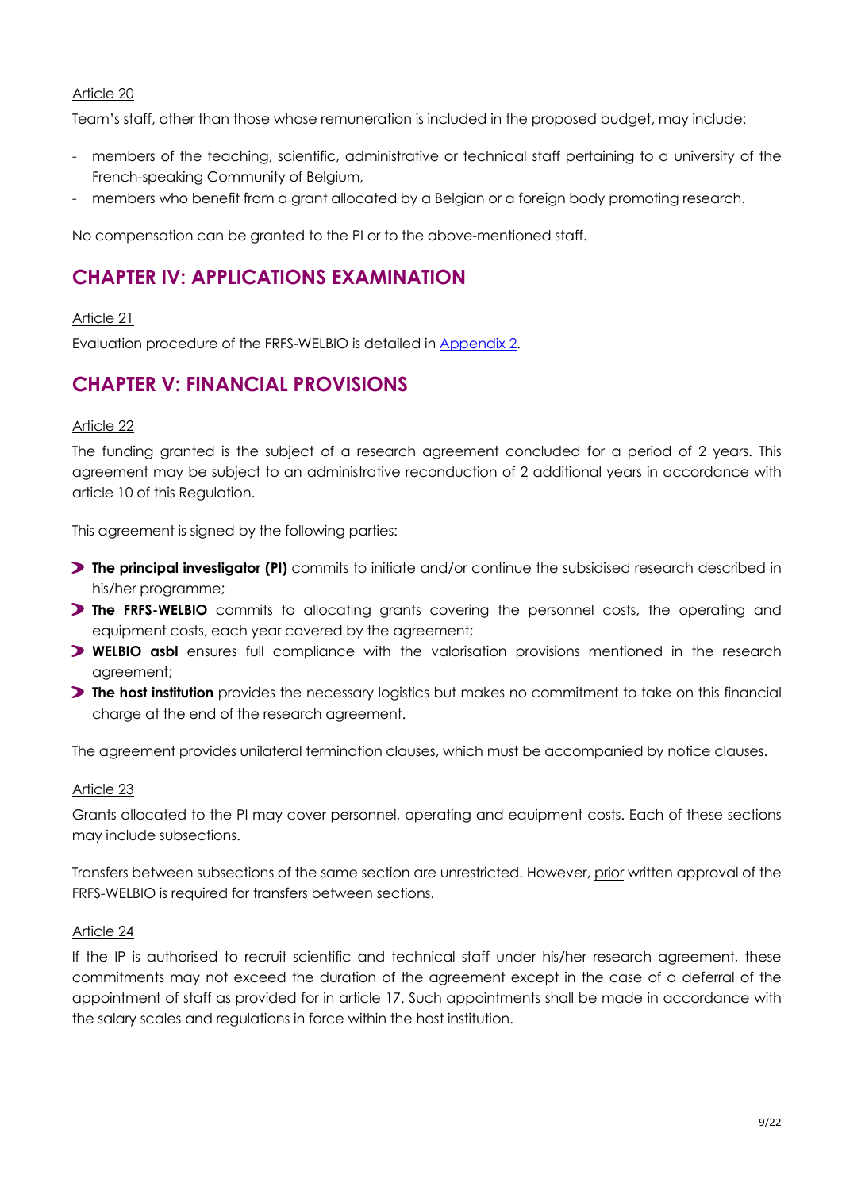Article 20

Team's staff, other than those whose remuneration is included in the proposed budget, may include:

- members of the teaching, scientific, administrative or technical staff pertaining to a university of the French-speaking Community of Belgium,
- members who benefit from a grant allocated by a Belgian or a foreign body promoting research.

No compensation can be granted to the PI or to the above-mentioned staff.

## CHAPTER IV: APPLICATIONS EXAMINATION

Article 21

Evaluation procedure of the FRFS-WELBIO is detailed in Appendix 2.

## CHAPTER V: FINANCIAL PROVISIONS

Article 22

The funding granted is the subject of a research agreement concluded for a period of 2 years. This agreement may be subject to an administrative reconduction of 2 additional years in accordance with article 10 of this Regulation.

This agreement is signed by the following parties:

- **The principal investigator (PI)** commits to initiate and/or continue the subsidised research described in his/her programme;
- **The FRFS-WELBIO** commits to allocating grants covering the personnel costs, the operating and equipment costs, each year covered by the agreement;
- **WELBIO asbl** ensures full compliance with the valorisation provisions mentioned in the research agreement;
- **The host institution** provides the necessary logistics but makes no commitment to take on this financial charge at the end of the research agreement.

The agreement provides unilateral termination clauses, which must be accompanied by notice clauses.

Article 23

Grants allocated to the PI may cover personnel, operating and equipment costs. Each of these sections may include subsections.

Transfers between subsections of the same section are unrestricted. However, prior written approval of the FRFS-WELBIO is required for transfers between sections.

Article 24

If the IP is authorised to recruit scientific and technical staff under his/her research agreement, these commitments may not exceed the duration of the agreement except in the case of a deferral of the appointment of staff as provided for in article 17. Such appointments shall be made in accordance with the salary scales and regulations in force within the host institution.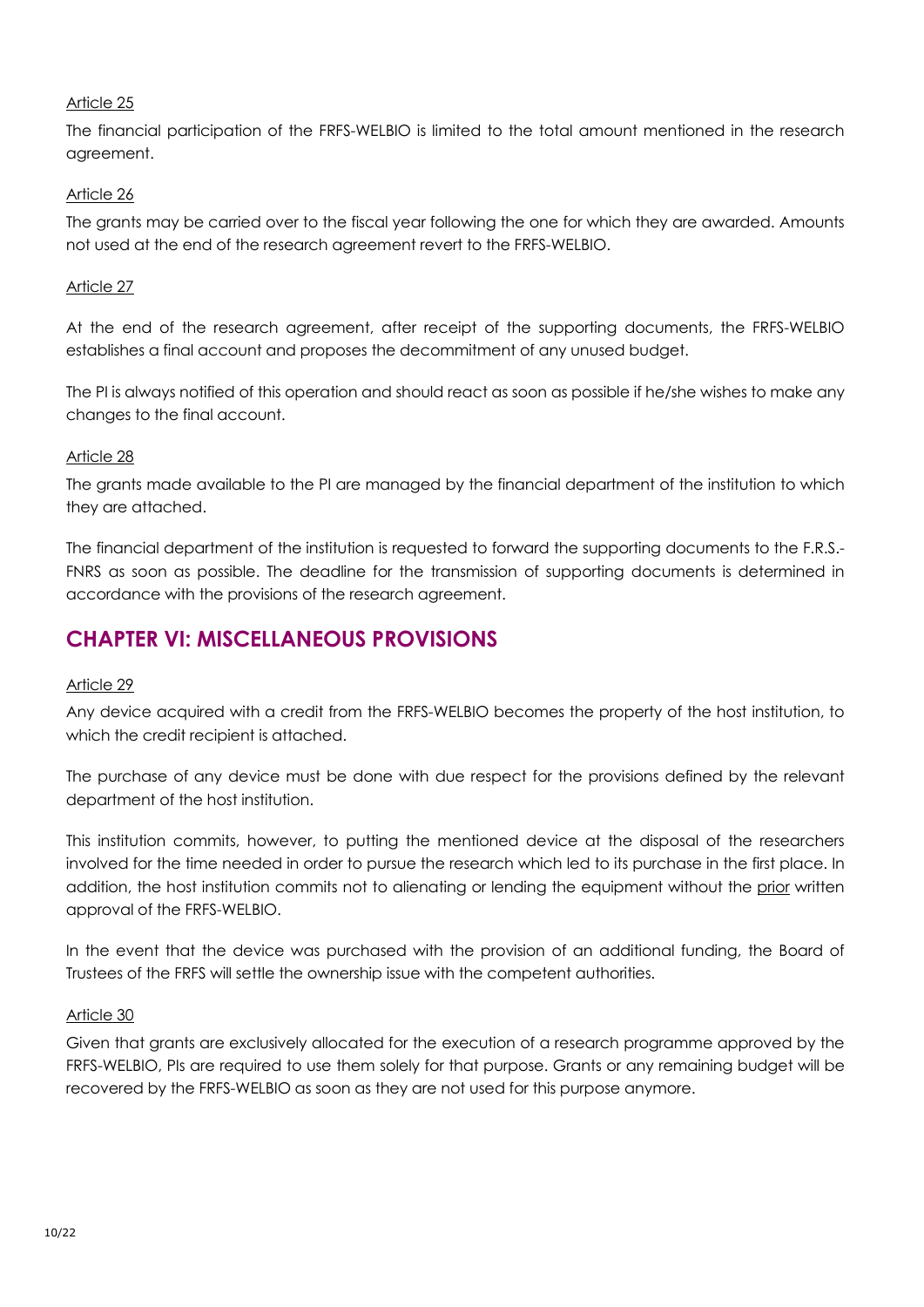Article 25

The financial participation of the FRFS-WELBIO is limited to the total amount mentioned in the research agreement.

Article 26

The grants may be carried over to the fiscal year following the one for which they are awarded. Amounts not used at the end of the research agreement revert to the FRFS-WELBIO.

Article 27

At the end of the research agreement, after receipt of the supporting documents, the FRFS-WELBIO establishes a final account and proposes the decommitment of any unused budget.

The PI is always notified of this operation and should react as soon as possible if he/she wishes to make any changes to the final account.

Article 28

The grants made available to the PI are managed by the financial department of the institution to which they are attached.

The financial department of the institution is requested to forward the supporting documents to the F.R.S.-FNRS as soon as possible. The deadline for the transmission of supporting documents is determined in accordance with the provisions of the research agreement.

## CHAPTER VI: MISCELLANEOUS PROVISIONS

Article 29

Any device acquired with a credit from the FRFS-WELBIO becomes the property of the host institution, to which the credit recipient is attached.

The purchase of any device must be done with due respect for the provisions defined by the relevant department of the host institution.

This institution commits, however, to putting the mentioned device at the disposal of the researchers involved for the time needed in order to pursue the research which led to its purchase in the first place. In addition, the host institution commits not to alienating or lending the equipment without the prior written approval of the FRFS-WELBIO.

In the event that the device was purchased with the provision of an additional funding, the Board of Trustees of the FRFS will settle the ownership issue with the competent authorities.

Article 30

Given that grants are exclusively allocated for the execution of a research programme approved by the FRFS-WELBIO, PIs are required to use them solely for that purpose. Grants or any remaining budget will be recovered by the FRFS-WELBIO as soon as they are not used for this purpose anymore.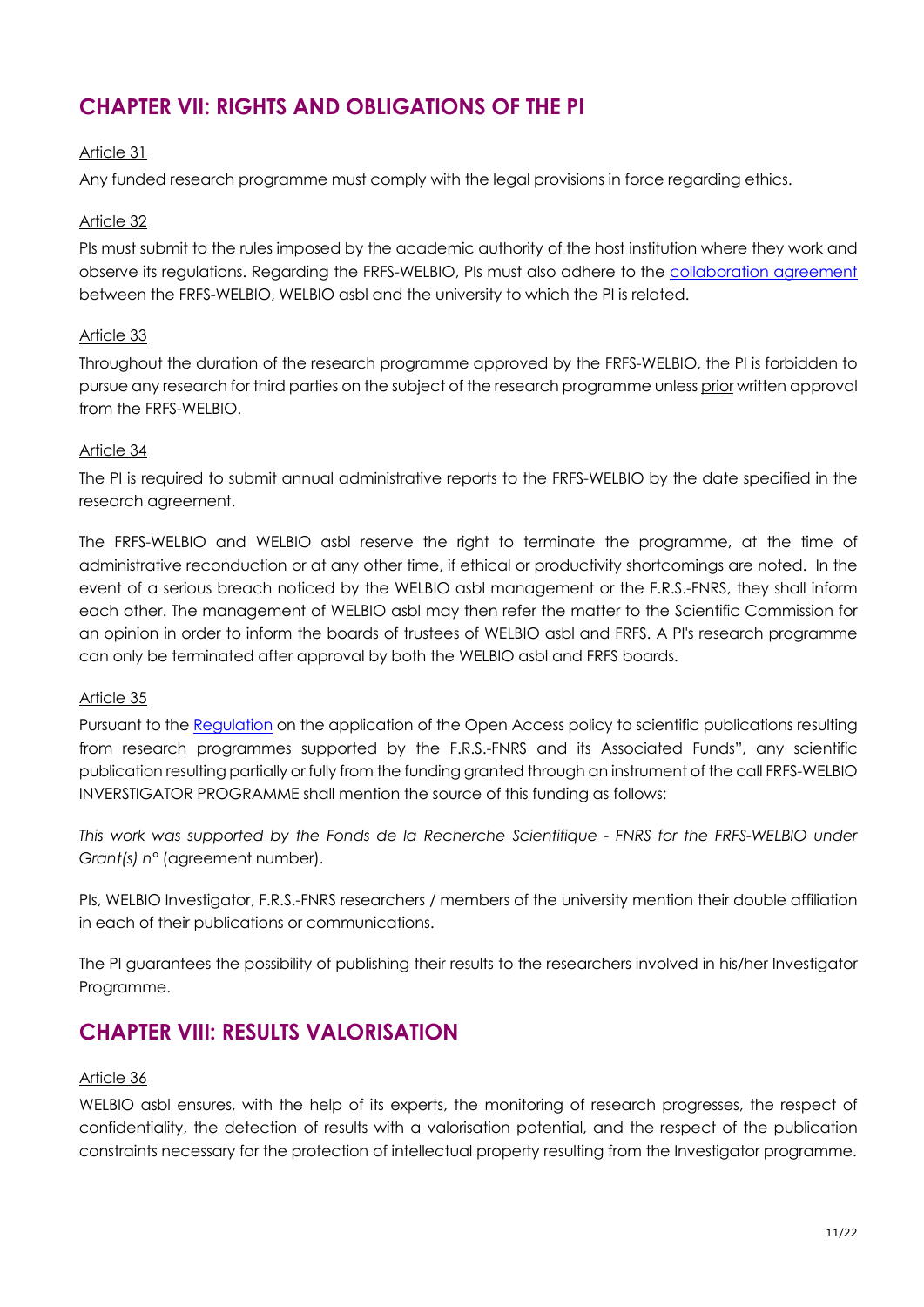## CHAPTER VII: RIGHTS AND OBLIGATIONS OF THE PI

Article 31

Any funded research programme must comply with the legal provisions in force regarding ethics.

Article 32

PIs must submit to the rules imposed by the academic authority of the host institution where they work and observe its regulations. Regarding the FRFS-WELBIO, PIs must also adhere to the collaboration agreement between the FRFS-WELBIO, WELBIO asbl and the university to which the PI is related.

Article 33

Throughout the duration of the research programme approved by the FRFS-WELBIO, the PI is forbidden to pursue any research for third parties on the subject of the research programme unless prior written approval from the FRFS-WELBIO.

Article 34

The PI is required to submit annual administrative reports to the FRFS-WELBIO by the date specified in the research agreement.

The FRFS-WELBIO and WELBIO asbl reserve the right to terminate the programme, at the time of administrative reconduction or at any other time, if ethical or productivity shortcomings are noted. In the event of a serious breach noticed by the WELBIO asbl management or the F.R.S.-FNRS, they shall inform each other. The management of WELBIO asbl may then refer the matter to the Scientific Commission for an opinion in order to inform the boards of trustees of WELBIO asbl and FRFS. A PI's research programme can only be terminated after approval by both the WELBIO asbl and FRFS boards.

Article 35

Pursuant to the Regulation on the application of the Open Access policy to scientific publications resulting from research programmes supported by the F.R.S.-FNRS and its Associated Funds", any scientific publication resulting partially or fully from the funding granted through an instrument of the call FRFS-WELBIO INVERSTIGATOR PROGRAMME shall mention the source of this funding as follows:

*This work was supported by the Fonds de la Recherche Scientifique - FNRS for the FRFS-WELBIO under Grant(s) n°* (agreement number).

PIs, WELBIO Investigator, F.R.S.-FNRS researchers / members of the university mention their double affiliation in each of their publications or communications.

The PI guarantees the possibility of publishing their results to the researchers involved in his/her Investigator Programme.

## CHAPTER VIII: RESULTS VALORISATION

Article 36

WELBIO asbl ensures, with the help of its experts, the monitoring of research progresses, the respect of confidentiality, the detection of results with a valorisation potential, and the respect of the publication constraints necessary for the protection of intellectual property resulting from the Investigator programme.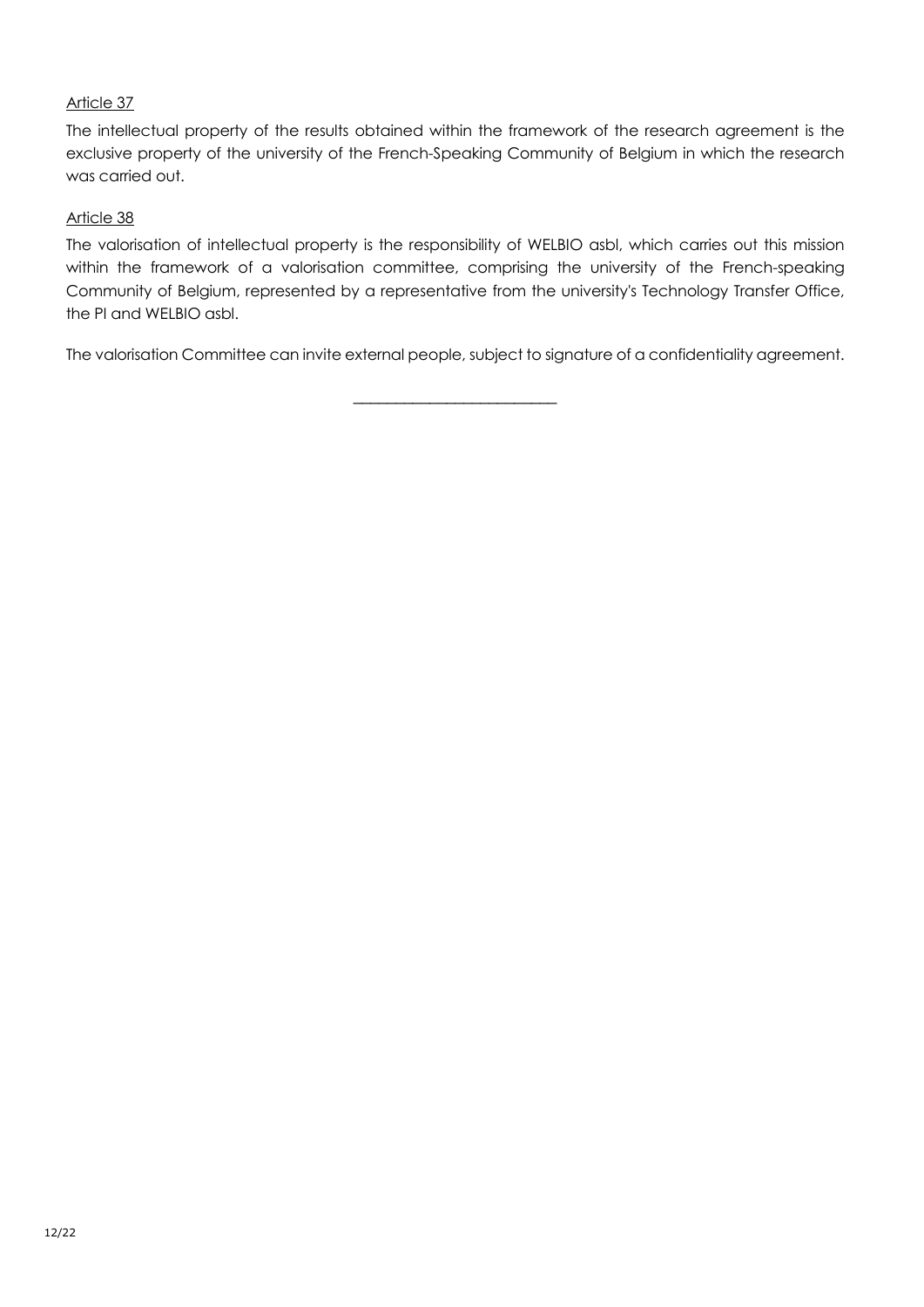Article 37

The intellectual property of the results obtained within the framework of the research agreement is the exclusive property of the university of the French-Speaking Community of Belgium in which the research was carried out.

Article 38

The valorisation of intellectual property is the responsibility of WELBIO asbl, which carries out this mission within the framework of a valorisation committee, comprising the university of the French-speaking Community of Belgium, represented by a representative from the university's Technology Transfer Office, the PI and WELBIO asbl.

The valorisation Committee can invite external people, subject to signature of a confidentiality agreement.

---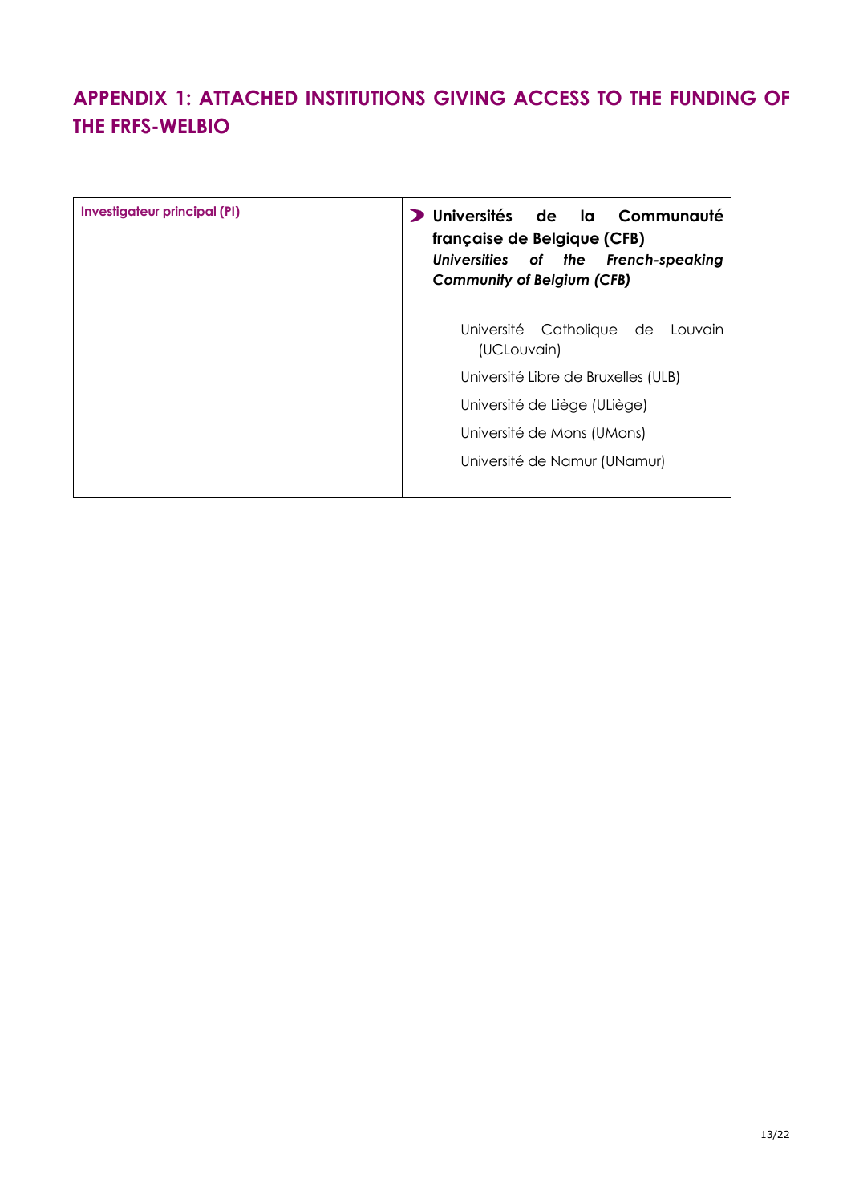## APPENDIX 1: ATTACHED INSTITUTIONS GIVING ACCESS TO THE FUNDING OF THE FRFS-WELBIO

| Investigateur principal (PI) | **Universités de la Communauté française de Belgique (CFB)**<br>***Universities of the French-speaking Community of Belgium (CFB)***<br><br>Université Catholique de Louvain (UCLouvain)<br>Université Libre de Bruxelles (ULB)<br>Université de Liège (ULiège)<br>Université de Mons (UMons)<br>Université de Namur (UNamur) |
|---|---|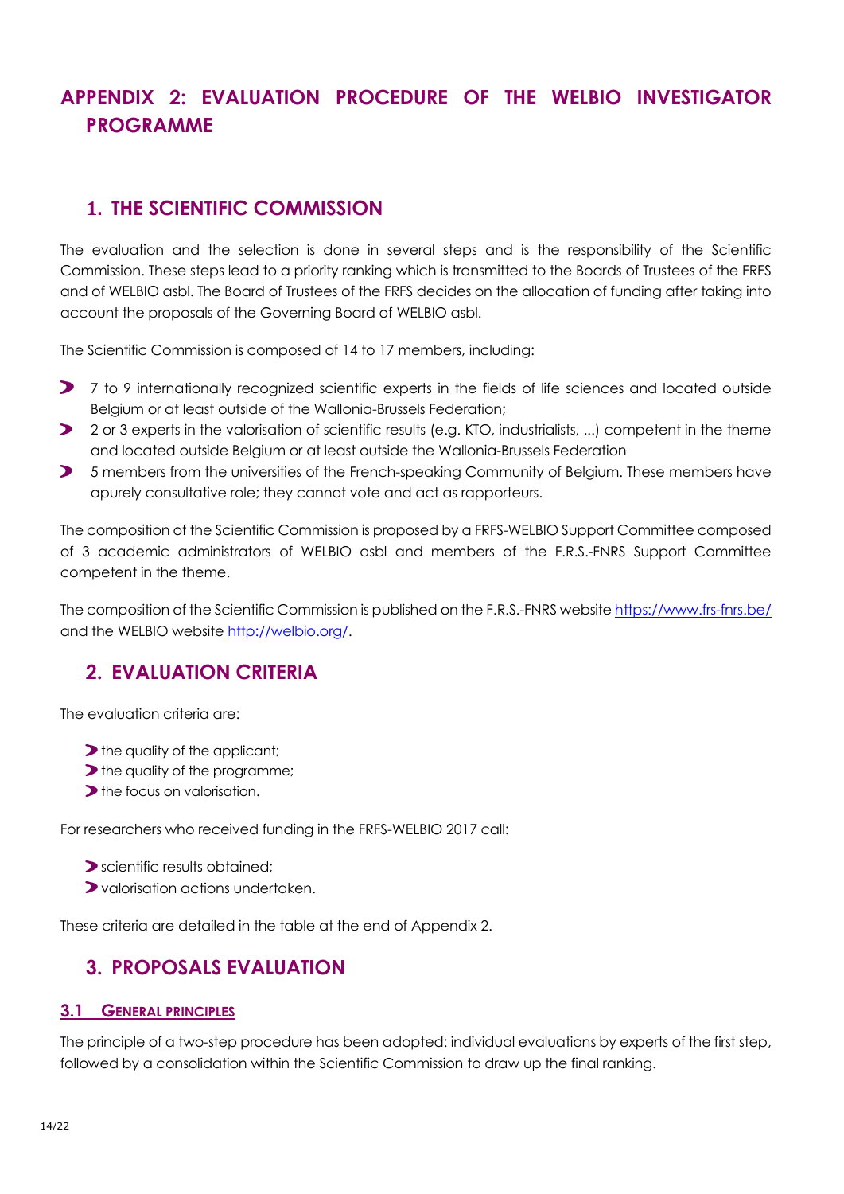# APPENDIX 2: EVALUATION PROCEDURE OF THE WELBIO INVESTIGATOR PROGRAMME

## 1. THE SCIENTIFIC COMMISSION

The evaluation and the selection is done in several steps and is the responsibility of the Scientific Commission. These steps lead to a priority ranking which is transmitted to the Boards of Trustees of the FRFS and of WELBIO asbl. The Board of Trustees of the FRFS decides on the allocation of funding after taking into account the proposals of the Governing Board of WELBIO asbl.

The Scientific Commission is composed of 14 to 17 members, including:

- 7 to 9 internationally recognized scientific experts in the fields of life sciences and located outside Belgium or at least outside of the Wallonia-Brussels Federation;
- 2 or 3 experts in the valorisation of scientific results (e.g. KTO, industrialists, ...) competent in the theme and located outside Belgium or at least outside the Wallonia-Brussels Federation
- 5 members from the universities of the French-speaking Community of Belgium. These members have apurely consultative role; they cannot vote and act as rapporteurs.

The composition of the Scientific Commission is proposed by a FRFS-WELBIO Support Committee composed of 3 academic administrators of WELBIO asbl and members of the F.R.S.-FNRS Support Committee competent in the theme.

The composition of the Scientific Commission is published on the F.R.S.-FNRS website https://www.frs-fnrs.be/ and the WELBIO website http://welbio.org/.

## 2. EVALUATION CRITERIA

The evaluation criteria are:

- the quality of the applicant;
- the quality of the programme;
- the focus on valorisation.

For researchers who received funding in the FRFS-WELBIO 2017 call:

- scientific results obtained;
- valorisation actions undertaken.

These criteria are detailed in the table at the end of Appendix 2.

## 3. PROPOSALS EVALUATION

### 3.1 General principles

The principle of a two-step procedure has been adopted: individual evaluations by experts of the first step, followed by a consolidation within the Scientific Commission to draw up the final ranking.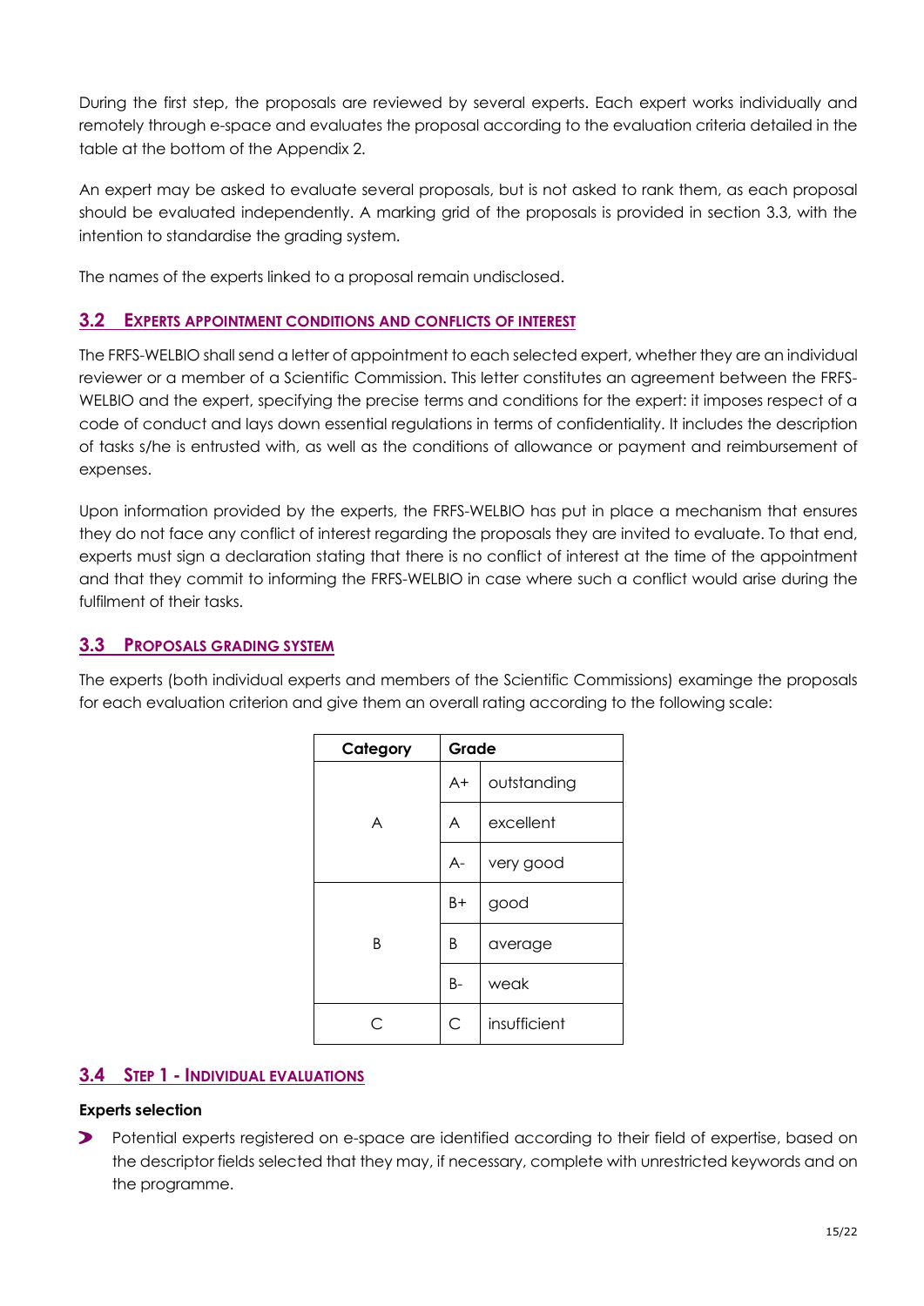During the first step, the proposals are reviewed by several experts. Each expert works individually and remotely through e-space and evaluates the proposal according to the evaluation criteria detailed in the table at the bottom of the Appendix 2.

An expert may be asked to evaluate several proposals, but is not asked to rank them, as each proposal should be evaluated independently. A marking grid of the proposals is provided in section 3.3, with the intention to standardise the grading system.

The names of the experts linked to a proposal remain undisclosed.

## 3.2 EXPERTS APPOINTMENT CONDITIONS AND CONFLICTS OF INTEREST

The FRFS-WELBIO shall send a letter of appointment to each selected expert, whether they are an individual reviewer or a member of a Scientific Commission. This letter constitutes an agreement between the FRFS-WELBIO and the expert, specifying the precise terms and conditions for the expert: it imposes respect of a code of conduct and lays down essential regulations in terms of confidentiality. It includes the description of tasks s/he is entrusted with, as well as the conditions of allowance or payment and reimbursement of expenses.

Upon information provided by the experts, the FRFS-WELBIO has put in place a mechanism that ensures they do not face any conflict of interest regarding the proposals they are invited to evaluate. To that end, experts must sign a declaration stating that there is no conflict of interest at the time of the appointment and that they commit to informing the FRFS-WELBIO in case where such a conflict would arise during the fulfilment of their tasks.

## 3.3 PROPOSALS GRADING SYSTEM

The experts (both individual experts and members of the Scientific Commissions) examinge the proposals for each evaluation criterion and give them an overall rating according to the following scale:

| Category | Grade | |
|---|---|---|
| A | A+ | outstanding |
| | A | excellent |
| | A- | very good |
| B | B+ | good |
| | B | average |
| | B- | weak |
| C | C | insufficient |

## 3.4 STEP 1 - INDIVIDUAL EVALUATIONS

**Experts selection**

- Potential experts registered on e-space are identified according to their field of expertise, based on the descriptor fields selected that they may, if necessary, complete with unrestricted keywords and on the programme.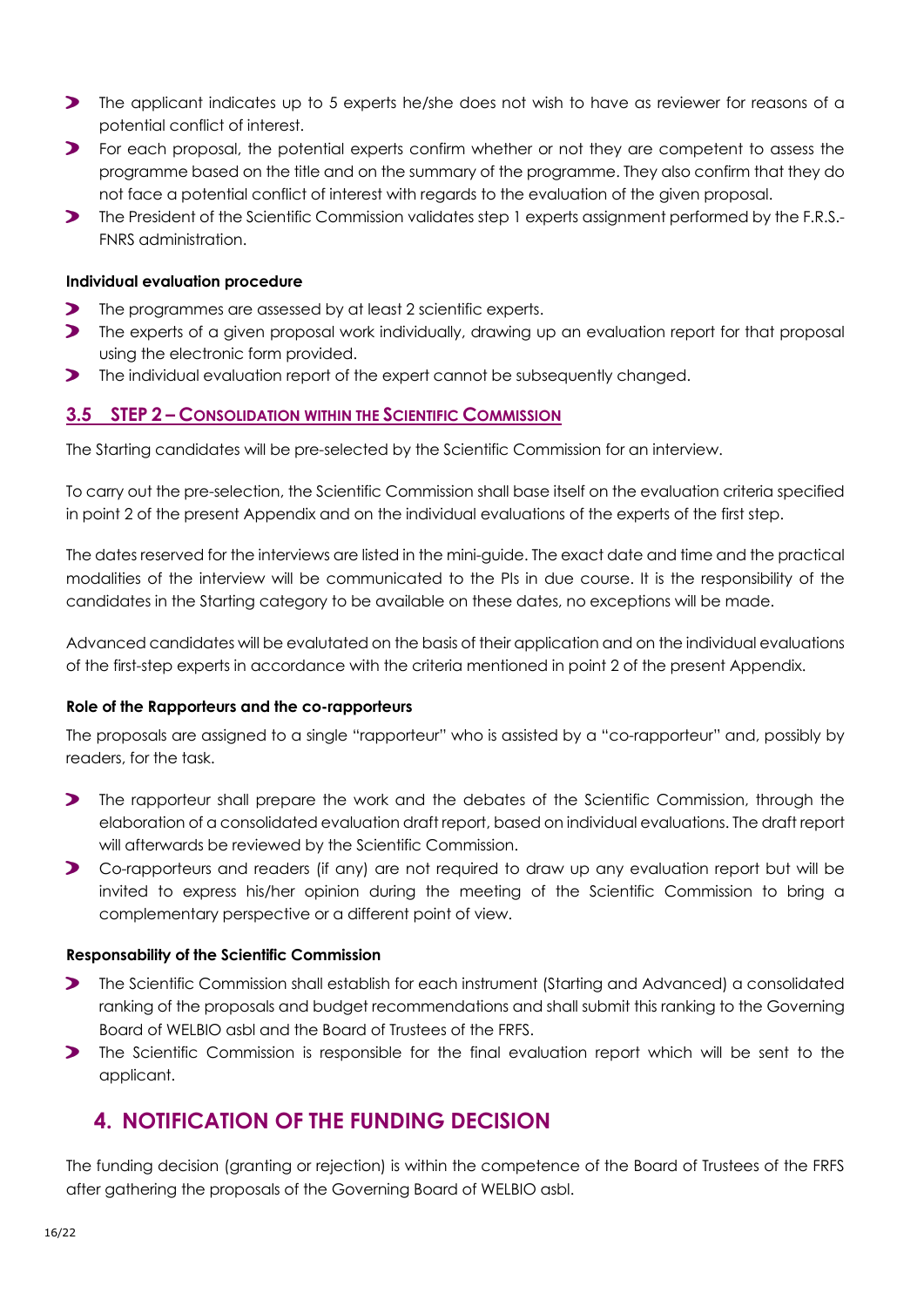- The applicant indicates up to 5 experts he/she does not wish to have as reviewer for reasons of a potential conflict of interest.
- For each proposal, the potential experts confirm whether or not they are competent to assess the programme based on the title and on the summary of the programme. They also confirm that they do not face a potential conflict of interest with regards to the evaluation of the given proposal.
- The President of the Scientific Commission validates step 1 experts assignment performed by the F.R.S.-FNRS administration.

**Individual evaluation procedure**

- The programmes are assessed by at least 2 scientific experts.
- The experts of a given proposal work individually, drawing up an evaluation report for that proposal using the electronic form provided.
- The individual evaluation report of the expert cannot be subsequently changed.

### 3.5 STEP 2 – CONSOLIDATION WITHIN THE SCIENTIFIC COMMISSION

The Starting candidates will be pre-selected by the Scientific Commission for an interview.

To carry out the pre-selection, the Scientific Commission shall base itself on the evaluation criteria specified in point 2 of the present Appendix and on the individual evaluations of the experts of the first step.

The dates reserved for the interviews are listed in the mini-guide. The exact date and time and the practical modalities of the interview will be communicated to the PIs in due course. It is the responsibility of the candidates in the Starting category to be available on these dates, no exceptions will be made.

Advanced candidates will be evalutated on the basis of their application and on the individual evaluations of the first-step experts in accordance with the criteria mentioned in point 2 of the present Appendix.

**Role of the Rapporteurs and the co-rapporteurs**

The proposals are assigned to a single "rapporteur" who is assisted by a "co-rapporteur" and, possibly by readers, for the task.

- The rapporteur shall prepare the work and the debates of the Scientific Commission, through the elaboration of a consolidated evaluation draft report, based on individual evaluations. The draft report will afterwards be reviewed by the Scientific Commission.
- Co-rapporteurs and readers (if any) are not required to draw up any evaluation report but will be invited to express his/her opinion during the meeting of the Scientific Commission to bring a complementary perspective or a different point of view.

**Responsability of the Scientific Commission**

- The Scientific Commission shall establish for each instrument (Starting and Advanced) a consolidated ranking of the proposals and budget recommendations and shall submit this ranking to the Governing Board of WELBIO asbl and the Board of Trustees of the FRFS.
- The Scientific Commission is responsible for the final evaluation report which will be sent to the applicant.

## 4. NOTIFICATION OF THE FUNDING DECISION

The funding decision (granting or rejection) is within the competence of the Board of Trustees of the FRFS after gathering the proposals of the Governing Board of WELBIO asbl.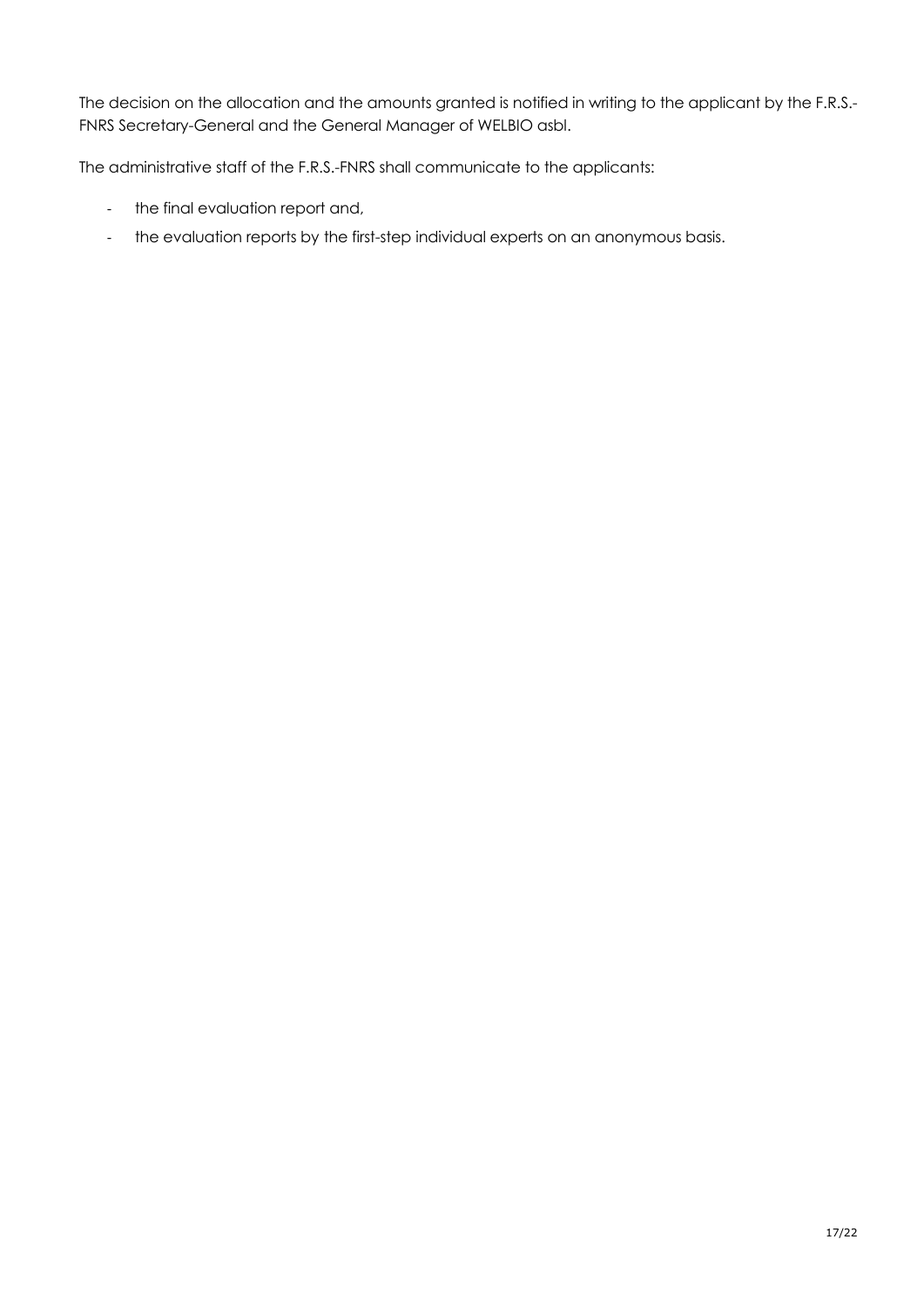The decision on the allocation and the amounts granted is notified in writing to the applicant by the F.R.S.-FNRS Secretary-General and the General Manager of WELBIO asbl.

The administrative staff of the F.R.S.-FNRS shall communicate to the applicants:

- the final evaluation report and,
- the evaluation reports by the first-step individual experts on an anonymous basis.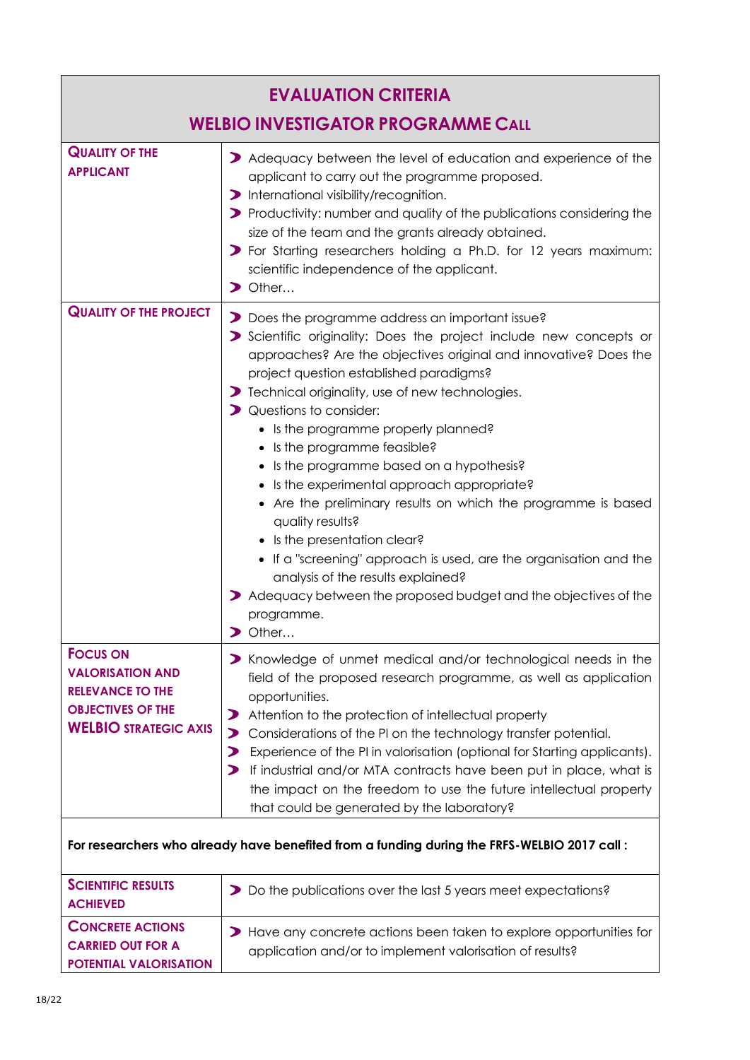| EVALUATION CRITERIA<br>WELBIO INVESTIGATOR PROGRAMME CALL | |
|---|---|
| **QUALITY OF THE APPLICANT** | ➤ Adequacy between the level of education and experience of the applicant to carry out the programme proposed.<br>➤ International visibility/recognition.<br>➤ Productivity: number and quality of the publications considering the size of the team and the grants already obtained.<br>➤ For Starting researchers holding a Ph.D. for 12 years maximum: scientific independence of the applicant.<br>➤ Other… |
| **QUALITY OF THE PROJECT** | ➤ Does the programme address an important issue?<br>➤ Scientific originality: Does the project include new concepts or approaches? Are the objectives original and innovative? Does the project question established paradigms?<br>➤ Technical originality, use of new technologies.<br>➤ Questions to consider:<br>• Is the programme properly planned?<br>• Is the programme feasible?<br>• Is the programme based on a hypothesis?<br>• Is the experimental approach appropriate?<br>• Are the preliminary results on which the programme is based quality results?<br>• Is the presentation clear?<br>• If a "screening" approach is used, are the organisation and the analysis of the results explained?<br>➤ Adequacy between the proposed budget and the objectives of the programme.<br>➤ Other… |
| **FOCUS ON VALORISATION AND RELEVANCE TO THE OBJECTIVES OF THE WELBIO STRATEGIC AXIS** | ➤ Knowledge of unmet medical and/or technological needs in the field of the proposed research programme, as well as application opportunities.<br>➤ Attention to the protection of intellectual property<br>➤ Considerations of the PI on the technology transfer potential.<br>➤ Experience of the PI in valorisation (optional for Starting applicants).<br>➤ If industrial and/or MTA contracts have been put in place, what is the impact on the freedom to use the future intellectual property that could be generated by the laboratory? |
| **For researchers who already have benefited from a funding during the FRFS-WELBIO 2017 call :** | |
| **SCIENTIFIC RESULTS ACHIEVED** | ➤ Do the publications over the last 5 years meet expectations? |
| **CONCRETE ACTIONS CARRIED OUT FOR A POTENTIAL VALORISATION** | ➤ Have any concrete actions been taken to explore opportunities for application and/or to implement valorisation of results? |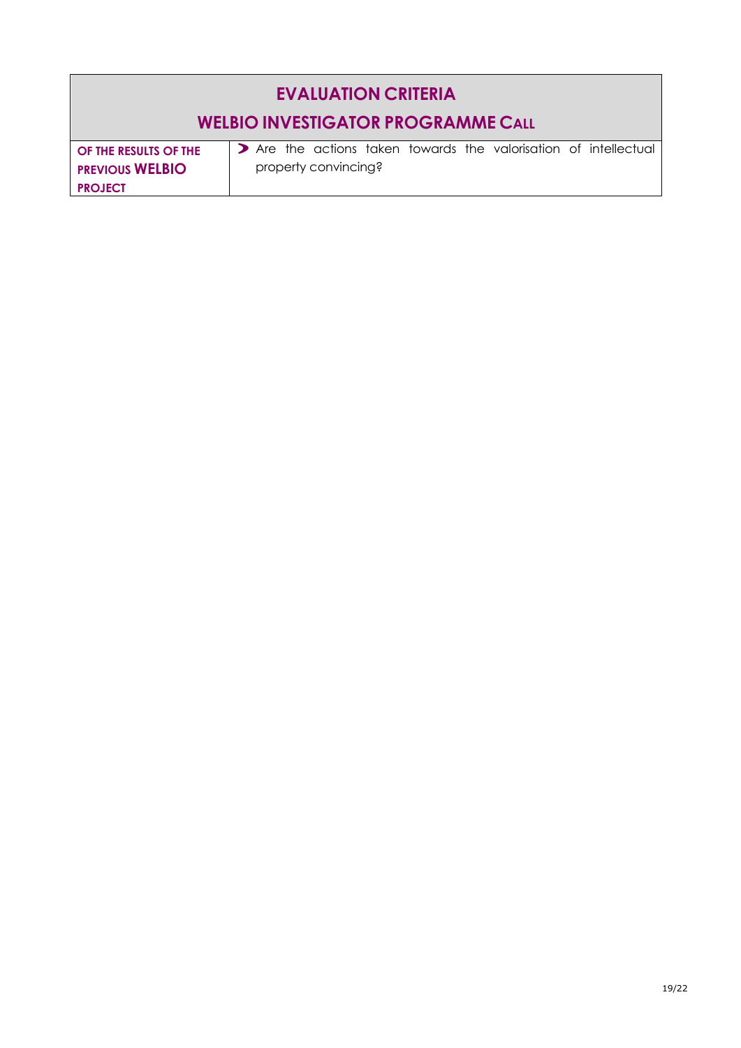| EVALUATION CRITERIA<br>WELBIO INVESTIGATOR PROGRAMME CALL | |
|---|---|
| **OF THE RESULTS OF THE PREVIOUS WELBIO PROJECT** | ➤ Are the actions taken towards the valorisation of intellectual property convincing? |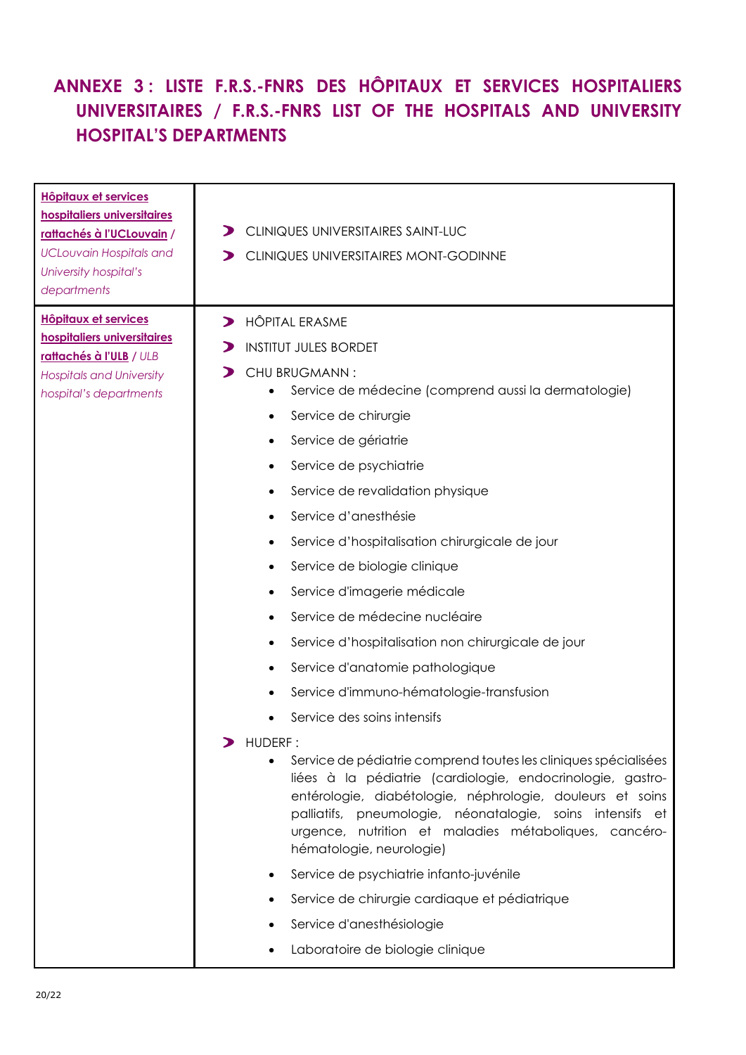## ANNEXE 3 : LISTE F.R.S.-FNRS DES HÔPITAUX ET SERVICES HOSPITALIERS UNIVERSITAIRES / F.R.S.-FNRS LIST OF THE HOSPITALS AND UNIVERSITY HOSPITAL'S DEPARTMENTS

| | |
|---|---|
| **Hôpitaux et services hospitaliers universitaires rattachés à l'UCLouvain** / *UCLouvain Hospitals and University hospital's departments* | ➤ CLINIQUES UNIVERSITAIRES SAINT-LUC<br>➤ CLINIQUES UNIVERSITAIRES MONT-GODINNE |
| **Hôpitaux et services hospitaliers universitaires rattachés à l'ULB** / *ULB Hospitals and University hospital's departments* | ➤ HÔPITAL ERASME<br>➤ INSTITUT JULES BORDET<br>➤ CHU BRUGMANN :<br>• Service de médecine (comprend aussi la dermatologie)<br>• Service de chirurgie<br>• Service de gériatrie<br>• Service de psychiatrie<br>• Service de revalidation physique<br>• Service d'anesthésie<br>• Service d'hospitalisation chirurgicale de jour<br>• Service de biologie clinique<br>• Service d'imagerie médicale<br>• Service de médecine nucléaire<br>• Service d'hospitalisation non chirurgicale de jour<br>• Service d'anatomie pathologique<br>• Service d'immuno-hématologie-transfusion<br>• Service des soins intensifs<br>➤ HUDERF :<br>• Service de pédiatrie comprend toutes les cliniques spécialisées liées à la pédiatrie (cardiologie, endocrinologie, gastro-entérologie, diabétologie, néphrologie, douleurs et soins palliatifs, pneumologie, néonatalogie, soins intensifs et urgence, nutrition et maladies métaboliques, cancéro-hématologie, neurologie)<br>• Service de psychiatrie infanto-juvénile<br>• Service de chirurgie cardiaque et pédiatrique<br>• Service d'anesthésiologie<br>• Laboratoire de biologie clinique |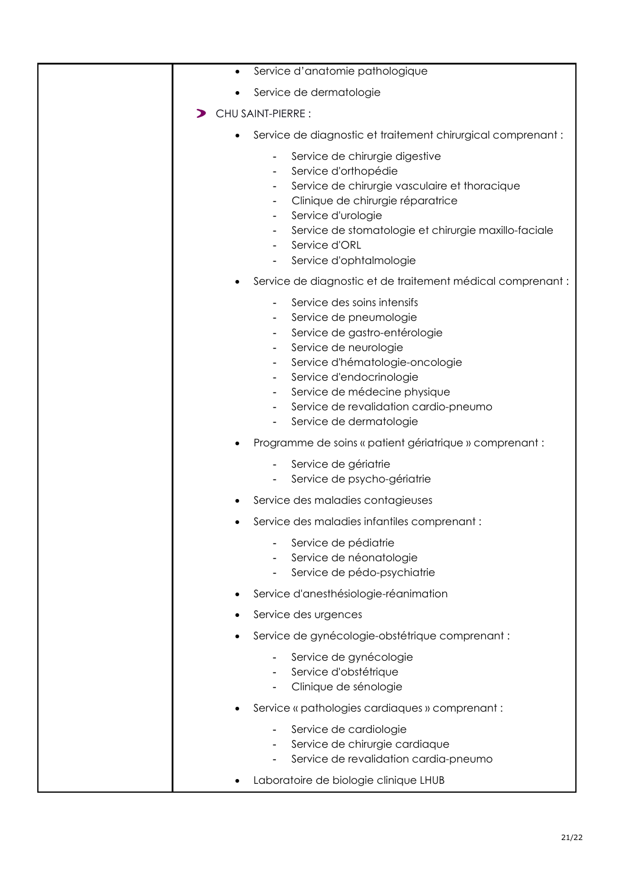| | • Service d'anatomie pathologique<br>• Service de dermatologie<br><br>➤ CHU SAINT-PIERRE :<br><br>• Service de diagnostic et traitement chirurgical comprenant :<br>&nbsp;&nbsp;- Service de chirurgie digestive<br>&nbsp;&nbsp;- Service d'orthopédie<br>&nbsp;&nbsp;- Service de chirurgie vasculaire et thoracique<br>&nbsp;&nbsp;- Clinique de chirurgie réparatrice<br>&nbsp;&nbsp;- Service d'urologie<br>&nbsp;&nbsp;- Service de stomatologie et chirurgie maxillo-faciale<br>&nbsp;&nbsp;- Service d'ORL<br>&nbsp;&nbsp;- Service d'ophtalmologie<br>• Service de diagnostic et de traitement médical comprenant :<br>&nbsp;&nbsp;- Service des soins intensifs<br>&nbsp;&nbsp;- Service de pneumologie<br>&nbsp;&nbsp;- Service de gastro-entérologie<br>&nbsp;&nbsp;- Service de neurologie<br>&nbsp;&nbsp;- Service d'hématologie-oncologie<br>&nbsp;&nbsp;- Service d'endocrinologie<br>&nbsp;&nbsp;- Service de médecine physique<br>&nbsp;&nbsp;- Service de revalidation cardio-pneumo<br>&nbsp;&nbsp;- Service de dermatologie<br>• Programme de soins « patient gériatrique » comprenant :<br>&nbsp;&nbsp;- Service de gériatrie<br>&nbsp;&nbsp;- Service de psycho-gériatrie<br>• Service des maladies contagieuses<br>• Service des maladies infantiles comprenant :<br>&nbsp;&nbsp;- Service de pédiatrie<br>&nbsp;&nbsp;- Service de néonatologie<br>&nbsp;&nbsp;- Service de pédo-psychiatrie<br>• Service d'anesthésiologie-réanimation<br>• Service des urgences<br>• Service de gynécologie-obstétrique comprenant :<br>&nbsp;&nbsp;- Service de gynécologie<br>&nbsp;&nbsp;- Service d'obstétrique<br>&nbsp;&nbsp;- Clinique de sénologie<br>• Service « pathologies cardiaques » comprenant :<br>&nbsp;&nbsp;- Service de cardiologie<br>&nbsp;&nbsp;- Service de chirurgie cardiaque<br>&nbsp;&nbsp;- Service de revalidation cardia-pneumo<br>• Laboratoire de biologie clinique LHUB |
|---|---|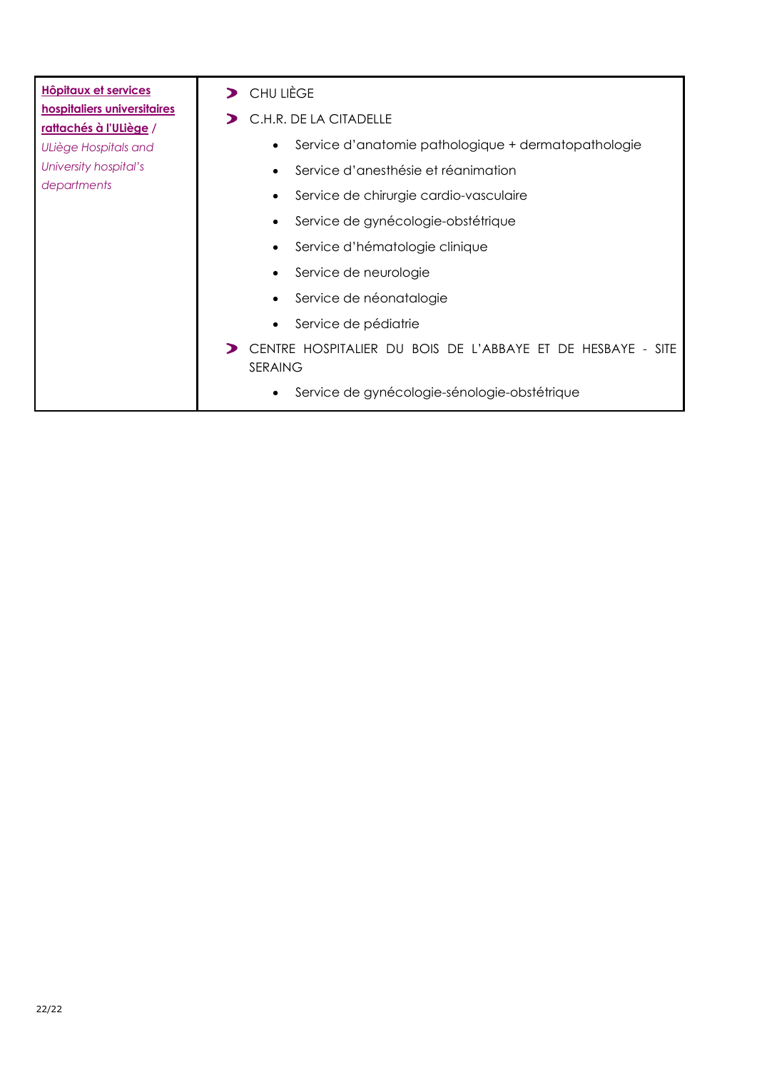| | |
|---|---|
| **Hôpitaux et services hospitaliers universitaires rattachés à l'ULiège** / *ULiège Hospitals and University hospital's departments* | CHU LIÈGE<br>C.H.R. DE LA CITADELLE<br>• Service d'anatomie pathologique + dermatopathologie<br>• Service d'anesthésie et réanimation<br>• Service de chirurgie cardio-vasculaire<br>• Service de gynécologie-obstétrique<br>• Service d'hématologie clinique<br>• Service de neurologie<br>• Service de néonatalogie<br>• Service de pédiatrie<br>CENTRE HOSPITALIER DU BOIS DE L'ABBAYE ET DE HESBAYE - SITE SERAING<br>• Service de gynécologie-sénologie-obstétrique |